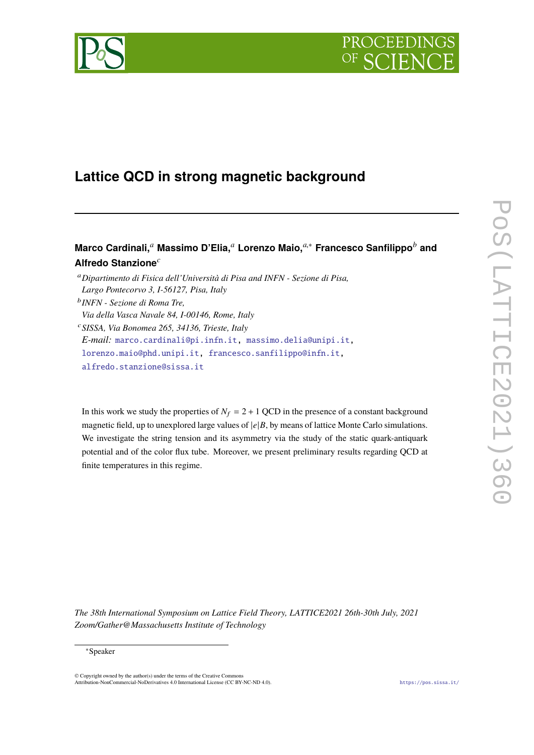# Lattice QCD in strong magnetic background

**Marco Cardinali,[a] Massimo D'Elia,[a] Lorenzo Maio,[a,*] Francesco Sanfilippo[b] and Alfredo Stanzione[c]**

[a] *Dipartimento di Fisica dell'Università di Pisa and INFN - Sezione di Pisa, Largo Pontecorvo 3, I-56127, Pisa, Italy*

[b] *INFN - Sezione di Roma Tre, Via della Vasca Navale 84, I-00146, Rome, Italy*

[c] *SISSA, Via Bonomea 265, 34136, Trieste, Italy*

*E-mail:* marco.cardinali@pi.infn.it, massimo.delia@unipi.it, lorenzo.maio@phd.unipi.it, francesco.sanfilippo@infn.it, alfredo.stanzione@sissa.it

In this work we study the properties of $N_f = 2 + 1$ QCD in the presence of a constant background magnetic field, up to unexplored large values of $|e|B$, by means of lattice Monte Carlo simulations. We investigate the string tension and its asymmetry via the study of the static quark-antiquark potential and of the color flux tube. Moreover, we present preliminary results regarding QCD at finite temperatures in this regime.

*The 38th International Symposium on Lattice Field Theory, LATTICE2021 26th-30th July, 2021 Zoom/Gather@Massachusetts Institute of Technology*

*Speaker

© Copyright owned by the author(s) under the terms of the Creative Commons Attribution-NonCommercial-NoDerivatives 4.0 International License (CC BY-NC-ND 4.0).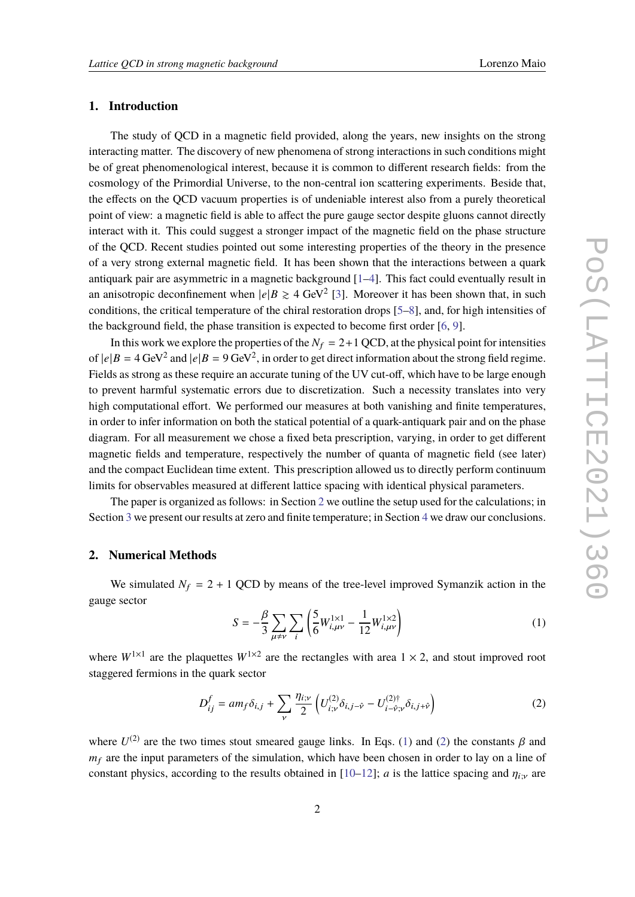## 1. Introduction

The study of QCD in a magnetic field provided, along the years, new insights on the strong interacting matter. The discovery of new phenomena of strong interactions in such conditions might be of great phenomenological interest, because it is common to different research fields: from the cosmology of the Primordial Universe, to the non-central ion scattering experiments. Beside that, the effects on the QCD vacuum properties is of undeniable interest also from a purely theoretical point of view: a magnetic field is able to affect the pure gauge sector despite gluons cannot directly interact with it. This could suggest a stronger impact of the magnetic field on the phase structure of the QCD. Recent studies pointed out some interesting properties of the theory in the presence of a very strong external magnetic field. It has been shown that the interactions between a quark antiquark pair are asymmetric in a magnetic background [1–4]. This fact could eventually result in an anisotropic deconfinement when $|e|B \gtrsim 4\ \mathrm{GeV}^2$ [3]. Moreover it has been shown that, in such conditions, the critical temperature of the chiral restoration drops [5–8], and, for high intensities of the background field, the phase transition is expected to become first order [6, 9].

In this work we explore the properties of the $N_f = 2+1$ QCD, at the physical point for intensities of $|e|B = 4\,\mathrm{GeV}^2$ and $|e|B = 9\,\mathrm{GeV}^2$, in order to get direct information about the strong field regime. Fields as strong as these require an accurate tuning of the UV cut-off, which have to be large enough to prevent harmful systematic errors due to discretization. Such a necessity translates into very high computational effort. We performed our measures at both vanishing and finite temperatures, in order to infer information on both the statical potential of a quark-antiquark pair and on the phase diagram. For all measurement we chose a fixed beta prescription, varying, in order to get different magnetic fields and temperature, respectively the number of quanta of magnetic field (see later) and the compact Euclidean time extent. This prescription allowed us to directly perform continuum limits for observables measured at different lattice spacing with identical physical parameters.

The paper is organized as follows: in Section 2 we outline the setup used for the calculations; in Section 3 we present our results at zero and finite temperature; in Section 4 we draw our conclusions.

## 2. Numerical Methods

We simulated $N_f = 2 + 1$ QCD by means of the tree-level improved Symanzik action in the gauge sector

$$S = -\frac{\beta}{3} \sum_{\mu \neq \nu} \sum_{i} \left( \frac{5}{6} W^{1\times 1}_{i,\mu\nu} - \frac{1}{12} W^{1\times 2}_{i,\mu\nu} \right) \tag{1}$$

where $W^{1\times 1}$ are the plaquettes $W^{1\times 2}$ are the rectangles with area $1 \times 2$, and stout improved root staggered fermions in the quark sector

$$D^{f}_{ij} = am_f \delta_{i,j} + \sum_{\nu} \frac{\eta_{i;\nu}}{2} \left( U^{(2)}_{i;\nu} \delta_{i,j-\hat{\nu}} - U^{(2)\dagger}_{i-\hat{\nu};\nu} \delta_{i,j+\hat{\nu}} \right) \tag{2}$$

where $U^{(2)}$ are the two times stout smeared gauge links. In Eqs. (1) and (2) the constants $\beta$ and $m_f$ are the input parameters of the simulation, which have been chosen in order to lay on a line of constant physics, according to the results obtained in [10–12]; $a$ is the lattice spacing and $\eta_{i;\nu}$ are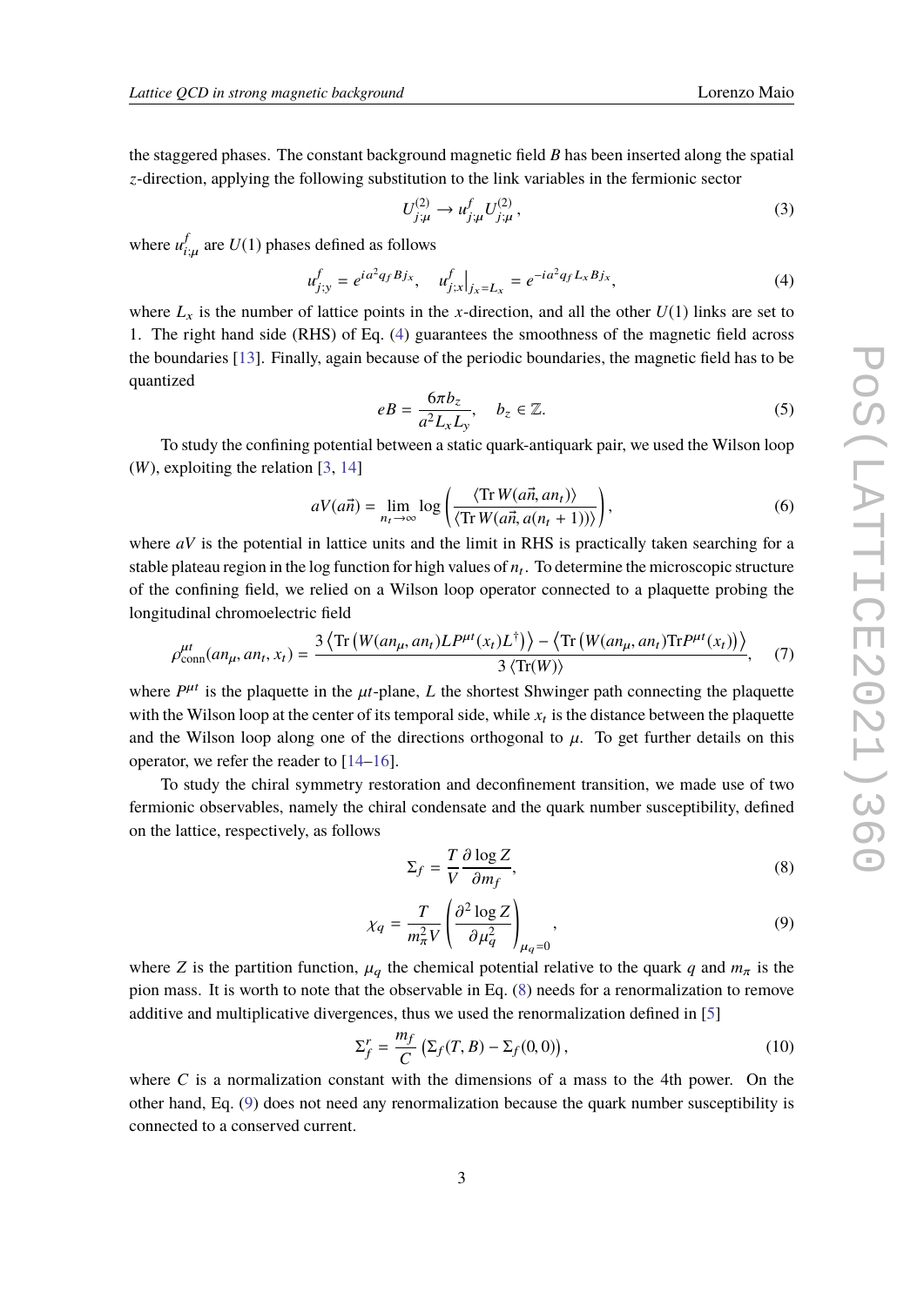the staggered phases. The constant background magnetic field $B$ has been inserted along the spatial $z$-direction, applying the following substitution to the link variables in the fermionic sector

$$U^{(2)}_{j;\mu} \to u^f_{j;\mu} U^{(2)}_{j;\mu}, \tag{3}$$

where $u^f_{i;\mu}$ are $U(1)$ phases defined as follows

$$u^f_{j;y} = e^{ia^2 q_f B j_x}, \quad u^f_{j;x}\Big|_{j_x=L_x} = e^{-ia^2 q_f L_x B j_x}, \tag{4}$$

where $L_x$ is the number of lattice points in the $x$-direction, and all the other $U(1)$ links are set to 1. The right hand side (RHS) of Eq. (4) guarantees the smoothness of the magnetic field across the boundaries [13]. Finally, again because of the periodic boundaries, the magnetic field has to be quantized

$$eB = \frac{6\pi b_z}{a^2 L_x L_y}, \quad b_z \in \mathbb{Z}. \tag{5}$$

To study the confining potential between a static quark-antiquark pair, we used the Wilson loop ($W$), exploiting the relation [3, 14]

$$aV(a\vec{n}) = \lim_{n_t\to\infty} \log\left(\frac{\langle \mathrm{Tr}\, W(a\vec{n}, an_t)\rangle}{\langle \mathrm{Tr}\, W(a\vec{n}, a(n_t+1))\rangle}\right), \tag{6}$$

where $aV$ is the potential in lattice units and the limit in RHS is practically taken searching for a stable plateau region in the log function for high values of $n_t$. To determine the microscopic structure of the confining field, we relied on a Wilson loop operator connected to a plaquette probing the longitudinal chromoelectric field

$$\rho^{\mu t}_{\mathrm{conn}}(an_\mu, an_t, x_t) = \frac{3\left\langle \mathrm{Tr}\left(W(an_\mu, an_t) L P^{\mu t}(x_t) L^\dagger\right)\right\rangle - \left\langle \mathrm{Tr}\left(W(an_\mu, an_t)\mathrm{Tr} P^{\mu t}(x_t)\right)\right\rangle}{3\left\langle \mathrm{Tr}(W)\right\rangle}, \tag{7}$$

where $P^{\mu t}$ is the plaquette in the $\mu t$-plane, $L$ the shortest Shwinger path connecting the plaquette with the Wilson loop at the center of its temporal side, while $x_t$ is the distance between the plaquette and the Wilson loop along one of the directions orthogonal to $\mu$. To get further details on this operator, we refer the reader to [14–16].

To study the chiral symmetry restoration and deconfinement transition, we made use of two fermionic observables, namely the chiral condensate and the quark number susceptibility, defined on the lattice, respectively, as follows

$$\Sigma_f = \frac{T}{V}\frac{\partial \log Z}{\partial m_f}, \tag{8}$$

$$\chi_q = \frac{T}{m_\pi^2 V}\left(\frac{\partial^2 \log Z}{\partial \mu_q^2}\right)_{\mu_q=0}, \tag{9}$$

where $Z$ is the partition function, $\mu_q$ the chemical potential relative to the quark $q$ and $m_\pi$ is the pion mass. It is worth to note that the observable in Eq. (8) needs for a renormalization to remove additive and multiplicative divergences, thus we used the renormalization defined in [5]

$$\Sigma^r_f = \frac{m_f}{C}\left(\Sigma_f(T,B) - \Sigma_f(0,0)\right), \tag{10}$$

where $C$ is a normalization constant with the dimensions of a mass to the 4th power. On the other hand, Eq. (9) does not need any renormalization because the quark number susceptibility is connected to a conserved current.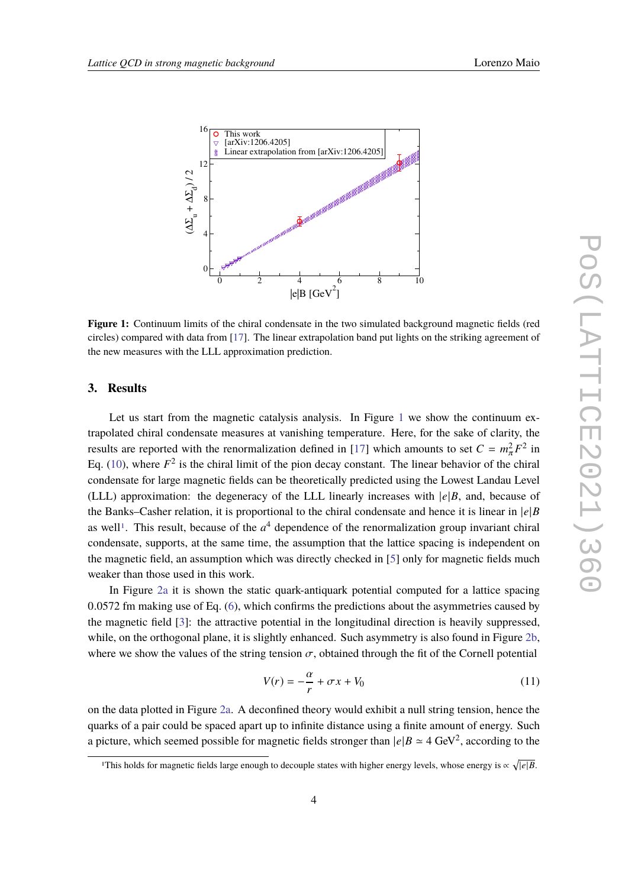**Figure 1:** Continuum limits of the chiral condensate in the two simulated background magnetic fields (red circles) compared with data from [17]. The linear extrapolation band put lights on the striking agreement of the new measures with the LLL approximation prediction.

## 3. Results

Let us start from the magnetic catalysis analysis. In Figure 1 we show the continuum extrapolated chiral condensate measures at vanishing temperature. Here, for the sake of clarity, the results are reported with the renormalization defined in [17] which amounts to set $C = m_\pi^2 F^2$ in Eq. (10), where $F^2$ is the chiral limit of the pion decay constant. The linear behavior of the chiral condensate for large magnetic fields can be theoretically predicted using the Lowest Landau Level (LLL) approximation: the degeneracy of the LLL linearly increases with $|e|B$, and, because of the Banks–Casher relation, it is proportional to the chiral condensate and hence it is linear in $|e|B$ as well[1]. This result, because of the $a^4$ dependence of the renormalization group invariant chiral condensate, supports, at the same time, the assumption that the lattice spacing is independent on the magnetic field, an assumption which was directly checked in [5] only for magnetic fields much weaker than those used in this work.

In Figure 2a it is shown the static quark-antiquark potential computed for a lattice spacing 0.0572 fm making use of Eq. (6), which confirms the predictions about the asymmetries caused by the magnetic field [3]: the attractive potential in the longitudinal direction is heavily suppressed, while, on the orthogonal plane, it is slightly enhanced. Such asymmetry is also found in Figure 2b, where we show the values of the string tension $\sigma$, obtained through the fit of the Cornell potential

$$V(r) = -\frac{\alpha}{r} + \sigma x + V_0 \tag{11}$$

on the data plotted in Figure 2a. A deconfined theory would exhibit a null string tension, hence the quarks of a pair could be spaced apart up to infinite distance using a finite amount of energy. Such a picture, which seemed possible for magnetic fields stronger than $|e|B \simeq 4$ GeV$^2$, according to the

[1] This holds for magnetic fields large enough to decouple states with higher energy levels, whose energy is $\propto \sqrt{|e|B}$.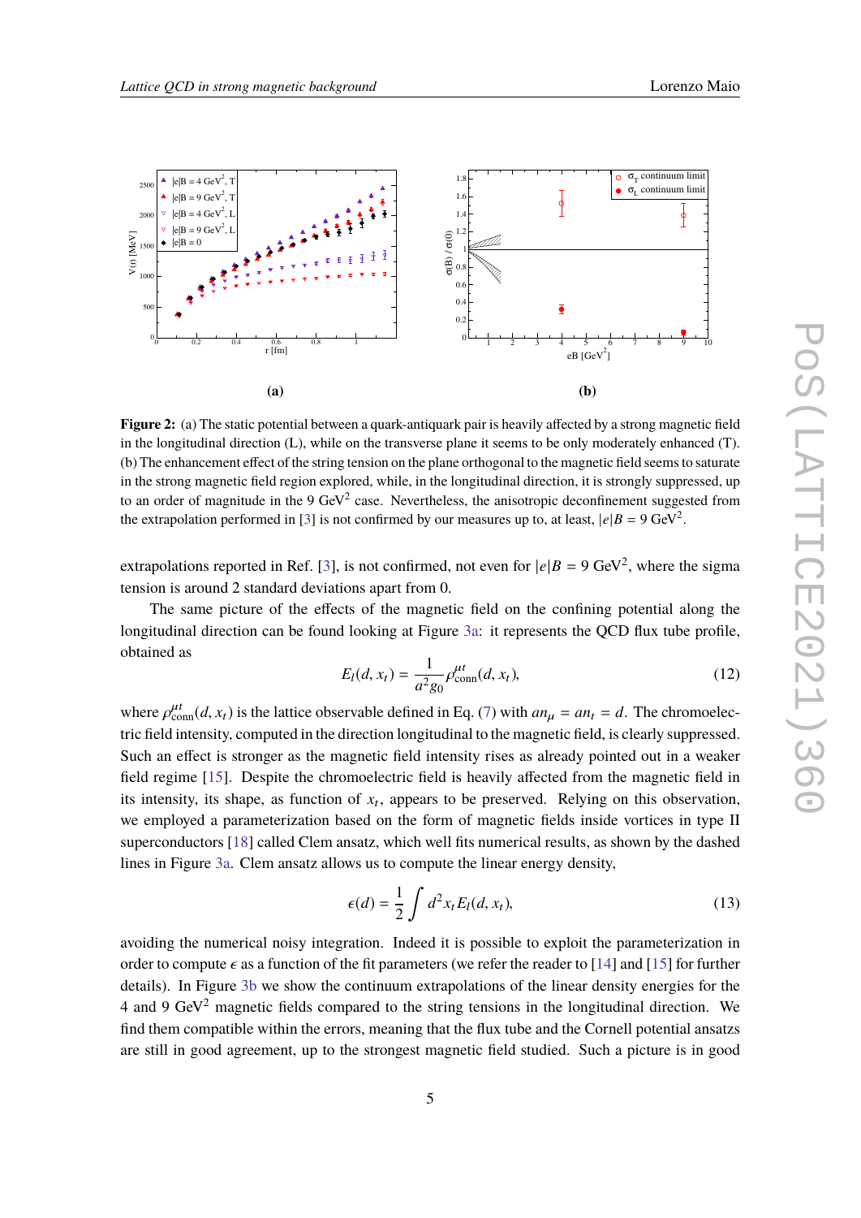**(a)** **(b)**

**Figure 2:** (a) The static potential between a quark-antiquark pair is heavily affected by a strong magnetic field in the longitudinal direction (L), while on the transverse plane it seems to be only moderately enhanced (T). (b) The enhancement effect of the string tension on the plane orthogonal to the magnetic field seems to saturate in the strong magnetic field region explored, while, in the longitudinal direction, it is strongly suppressed, up to an order of magnitude in the 9 GeV$^2$ case. Nevertheless, the anisotropic deconfinement suggested from the extrapolation performed in [3] is not confirmed by our measures up to, at least, $|e|B = 9$ GeV$^2$.

extrapolations reported in Ref. [3], is not confirmed, not even for $|e|B = 9$ GeV$^2$, where the sigma tension is around 2 standard deviations apart from 0.

The same picture of the effects of the magnetic field on the confining potential along the longitudinal direction can be found looking at Figure 3a: it represents the QCD flux tube profile, obtained as

$$E_l(d, x_t) = \frac{1}{a^2 g_0} \rho^{\mu t}_{\text{conn}}(d, x_t), \tag{12}$$

where $\rho^{\mu t}_{\text{conn}}(d, x_t)$ is the lattice observable defined in Eq. (7) with $an_\mu = an_t = d$. The chromoelectric field intensity, computed in the direction longitudinal to the magnetic field, is clearly suppressed. Such an effect is stronger as the magnetic field intensity rises as already pointed out in a weaker field regime [15]. Despite the chromoelectric field is heavily affected from the magnetic field in its intensity, its shape, as function of $x_t$, appears to be preserved. Relying on this observation, we employed a parameterization based on the form of magnetic fields inside vortices in type II superconductors [18] called Clem ansatz, which well fits numerical results, as shown by the dashed lines in Figure 3a. Clem ansatz allows us to compute the linear energy density,

$$\epsilon(d) = \frac{1}{2} \int d^2 x_t E_l(d, x_t), \tag{13}$$

avoiding the numerical noisy integration. Indeed it is possible to exploit the parameterization in order to compute $\epsilon$ as a function of the fit parameters (we refer the reader to [14] and [15] for further details). In Figure 3b we show the continuum extrapolations of the linear density energies for the 4 and 9 GeV$^2$ magnetic fields compared to the string tensions in the longitudinal direction. We find them compatible within the errors, meaning that the flux tube and the Cornell potential ansatzs are still in good agreement, up to the strongest magnetic field studied. Such a picture is in good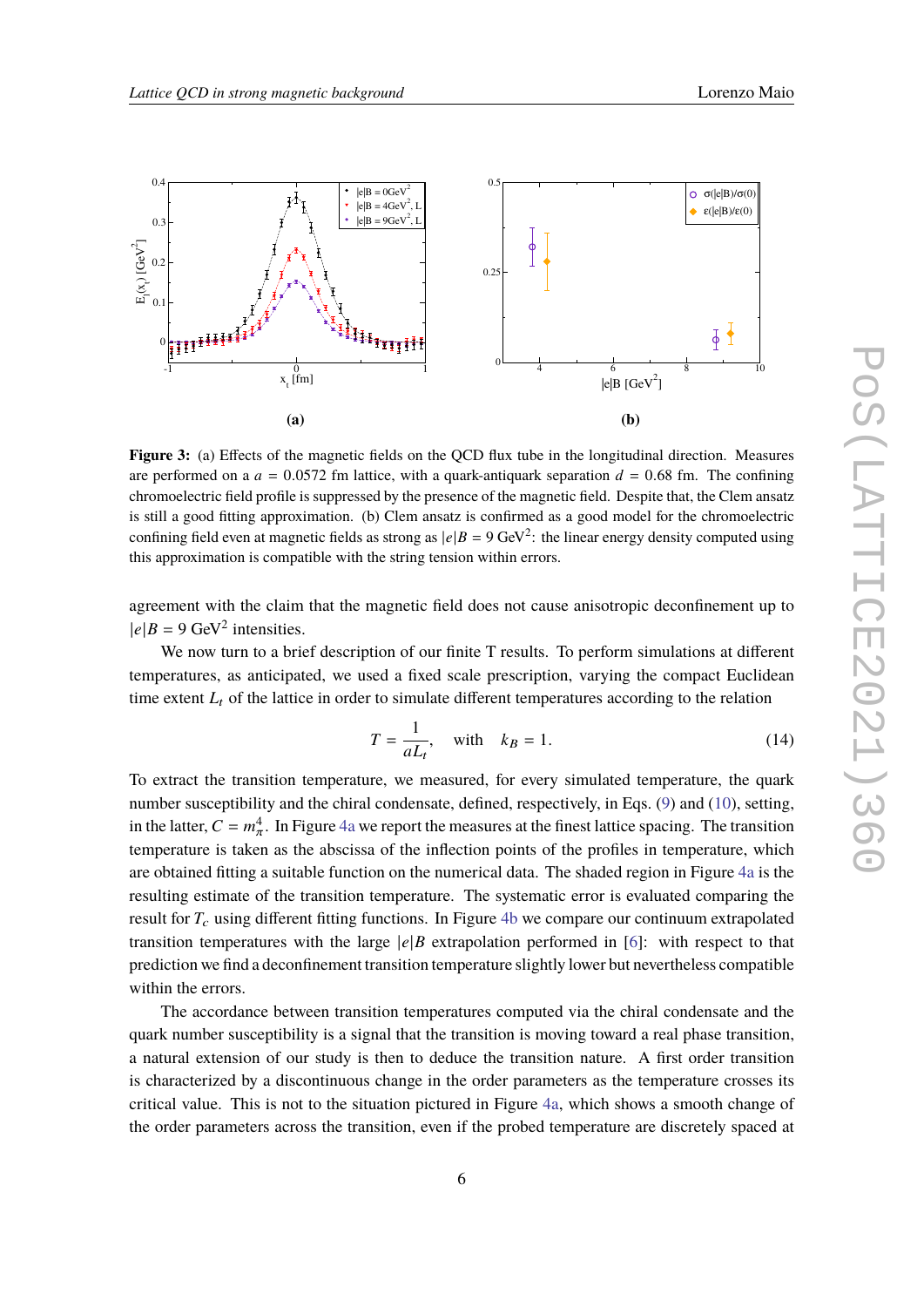**Figure 3:** (a) Effects of the magnetic fields on the QCD flux tube in the longitudinal direction. Measures are performed on a $a = 0.0572$ fm lattice, with a quark-antiquark separation $d = 0.68$ fm. The confining chromoelectric field profile is suppressed by the presence of the magnetic field. Despite that, the Clem ansatz is still a good fitting approximation. (b) Clem ansatz is confirmed as a good model for the chromoelectric confining field even at magnetic fields as strong as $|e|B = 9$ GeV$^2$: the linear energy density computed using this approximation is compatible with the string tension within errors.

agreement with the claim that the magnetic field does not cause anisotropic deconfinement up to $|e|B = 9$ GeV$^2$ intensities.

We now turn to a brief description of our finite T results. To perform simulations at different temperatures, as anticipated, we used a fixed scale prescription, varying the compact Euclidean time extent $L_t$ of the lattice in order to simulate different temperatures according to the relation

$$T = \frac{1}{aL_t}, \quad \text{with} \quad k_B = 1. \tag{14}$$

To extract the transition temperature, we measured, for every simulated temperature, the quark number susceptibility and the chiral condensate, defined, respectively, in Eqs. (9) and (10), setting, in the latter, $C = m_\pi^4$. In Figure 4a we report the measures at the finest lattice spacing. The transition temperature is taken as the abscissa of the inflection points of the profiles in temperature, which are obtained fitting a suitable function on the numerical data. The shaded region in Figure 4a is the resulting estimate of the transition temperature. The systematic error is evaluated comparing the result for $T_c$ using different fitting functions. In Figure 4b we compare our continuum extrapolated transition temperatures with the large $|e|B$ extrapolation performed in [6]: with respect to that prediction we find a deconfinement transition temperature slightly lower but nevertheless compatible within the errors.

The accordance between transition temperatures computed via the chiral condensate and the quark number susceptibility is a signal that the transition is moving toward a real phase transition, a natural extension of our study is then to deduce the transition nature. A first order transition is characterized by a discontinuous change in the order parameters as the temperature crosses its critical value. This is not to the situation pictured in Figure 4a, which shows a smooth change of the order parameters across the transition, even if the probed temperature are discretely spaced at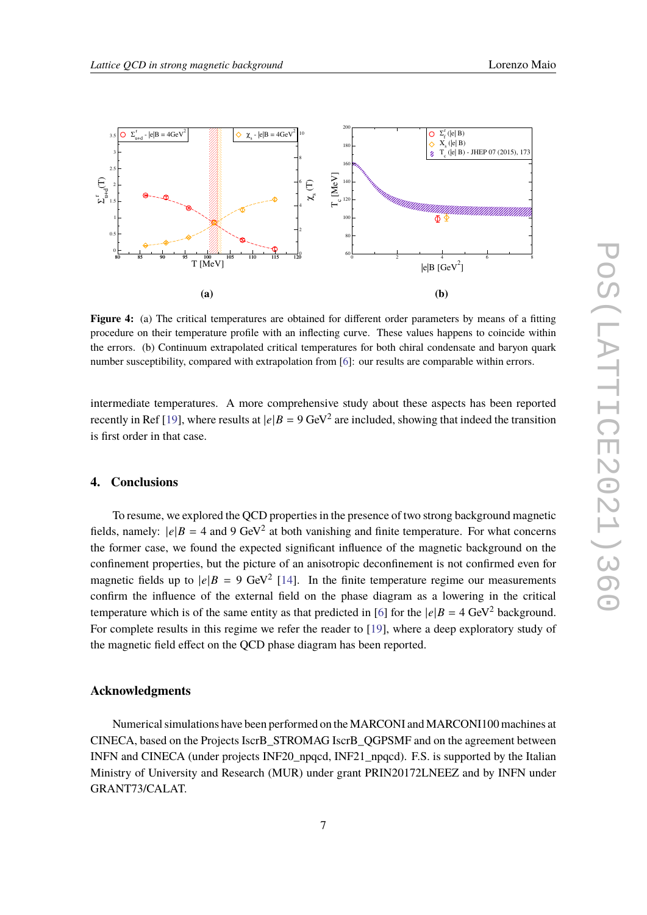**Figure 4:** (a) The critical temperatures are obtained for different order parameters by means of a fitting procedure on their temperature profile with an inflecting curve. These values happens to coincide within the errors. (b) Continuum extrapolated critical temperatures for both chiral condensate and baryon quark number susceptibility, compared with extrapolation from [6]: our results are comparable within errors.

intermediate temperatures. A more comprehensive study about these aspects has been reported recently in Ref [19], where results at $|e|B = 9$ GeV$^2$ are included, showing that indeed the transition is first order in that case.

## 4. Conclusions

To resume, we explored the QCD properties in the presence of two strong background magnetic fields, namely: $|e|B = 4$ and $9$ GeV$^2$ at both vanishing and finite temperature. For what concerns the former case, we found the expected significant influence of the magnetic background on the confinement properties, but the picture of an anisotropic deconfinement is not confirmed even for magnetic fields up to $|e|B = 9$ GeV$^2$ [14]. In the finite temperature regime our measurements confirm the influence of the external field on the phase diagram as a lowering in the critical temperature which is of the same entity as that predicted in [6] for the $|e|B = 4$ GeV$^2$ background. For complete results in this regime we refer the reader to [19], where a deep exploratory study of the magnetic field effect on the QCD phase diagram has been reported.

### Acknowledgments

Numerical simulations have been performed on the MARCONI and MARCONI100 machines at CINECA, based on the Projects IscrB_STROMAG IscrB_QGPSMF and on the agreement between INFN and CINECA (under projects INF20_npqcd, INF21_npqcd). F.S. is supported by the Italian Ministry of University and Research (MUR) under grant PRIN20172LNEEZ and by INFN under GRANT73/CALAT.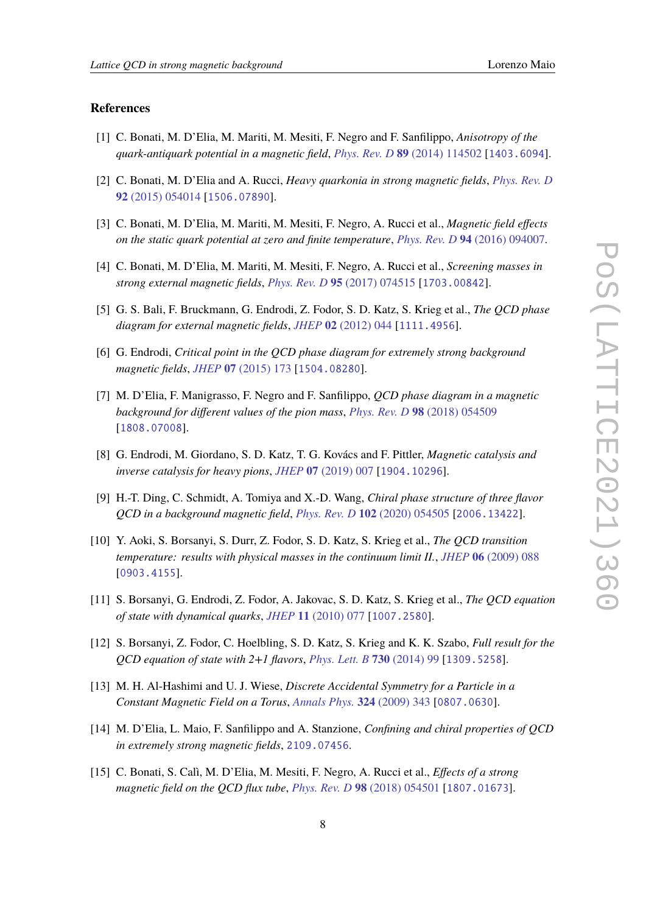## References

[1] C. Bonati, M. D'Elia, M. Mariti, M. Mesiti, F. Negro and F. Sanfilippo, *Anisotropy of the quark-antiquark potential in a magnetic field*, *Phys. Rev. D* **89** (2014) 114502 [1403.6094].

[2] C. Bonati, M. D'Elia and A. Rucci, *Heavy quarkonia in strong magnetic fields*, *Phys. Rev. D* **92** (2015) 054014 [1506.07890].

[3] C. Bonati, M. D'Elia, M. Mariti, M. Mesiti, F. Negro, A. Rucci et al., *Magnetic field effects on the static quark potential at zero and finite temperature*, *Phys. Rev. D* **94** (2016) 094007.

[4] C. Bonati, M. D'Elia, M. Mariti, M. Mesiti, F. Negro, A. Rucci et al., *Screening masses in strong external magnetic fields*, *Phys. Rev. D* **95** (2017) 074515 [1703.00842].

[5] G. S. Bali, F. Bruckmann, G. Endrodi, Z. Fodor, S. D. Katz, S. Krieg et al., *The QCD phase diagram for external magnetic fields*, *JHEP* **02** (2012) 044 [1111.4956].

[6] G. Endrodi, *Critical point in the QCD phase diagram for extremely strong background magnetic fields*, *JHEP* **07** (2015) 173 [1504.08280].

[7] M. D'Elia, F. Manigrasso, F. Negro and F. Sanfilippo, *QCD phase diagram in a magnetic background for different values of the pion mass*, *Phys. Rev. D* **98** (2018) 054509 [1808.07008].

[8] G. Endrodi, M. Giordano, S. D. Katz, T. G. Kovács and F. Pittler, *Magnetic catalysis and inverse catalysis for heavy pions*, *JHEP* **07** (2019) 007 [1904.10296].

[9] H.-T. Ding, C. Schmidt, A. Tomiya and X.-D. Wang, *Chiral phase structure of three flavor QCD in a background magnetic field*, *Phys. Rev. D* **102** (2020) 054505 [2006.13422].

[10] Y. Aoki, S. Borsanyi, S. Durr, Z. Fodor, S. D. Katz, S. Krieg et al., *The QCD transition temperature: results with physical masses in the continuum limit II.*, *JHEP* **06** (2009) 088 [0903.4155].

[11] S. Borsanyi, G. Endrodi, Z. Fodor, A. Jakovac, S. D. Katz, S. Krieg et al., *The QCD equation of state with dynamical quarks*, *JHEP* **11** (2010) 077 [1007.2580].

[12] S. Borsanyi, Z. Fodor, C. Hoelbling, S. D. Katz, S. Krieg and K. K. Szabo, *Full result for the QCD equation of state with 2+1 flavors*, *Phys. Lett. B* **730** (2014) 99 [1309.5258].

[13] M. H. Al-Hashimi and U. J. Wiese, *Discrete Accidental Symmetry for a Particle in a Constant Magnetic Field on a Torus*, *Annals Phys.* **324** (2009) 343 [0807.0630].

[14] M. D'Elia, L. Maio, F. Sanfilippo and A. Stanzione, *Confining and chiral properties of QCD in extremely strong magnetic fields*, 2109.07456.

[15] C. Bonati, S. Calì, M. D'Elia, M. Mesiti, F. Negro, A. Rucci et al., *Effects of a strong magnetic field on the QCD flux tube*, *Phys. Rev. D* **98** (2018) 054501 [1807.01673].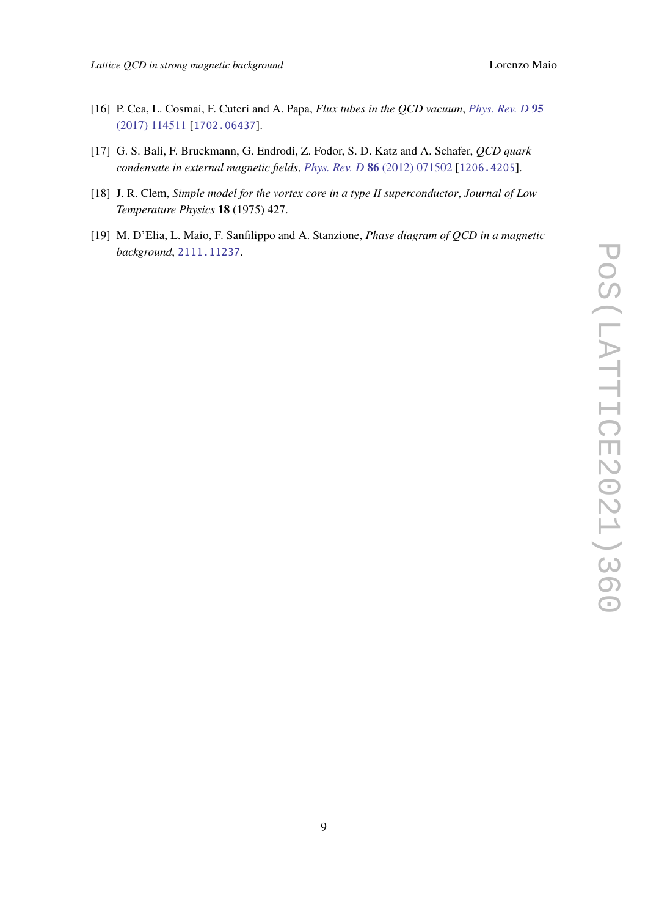[16] P. Cea, L. Cosmai, F. Cuteri and A. Papa, *Flux tubes in the QCD vacuum*, *Phys. Rev. D* **95** (2017) 114511 [1702.06437].

[17] G. S. Bali, F. Bruckmann, G. Endrodi, Z. Fodor, S. D. Katz and A. Schafer, *QCD quark condensate in external magnetic fields*, *Phys. Rev. D* **86** (2012) 071502 [1206.4205].

[18] J. R. Clem, *Simple model for the vortex core in a type II superconductor*, *Journal of Low Temperature Physics* **18** (1975) 427.

[19] M. D'Elia, L. Maio, F. Sanfilippo and A. Stanzione, *Phase diagram of QCD in a magnetic background*, 2111.11237.